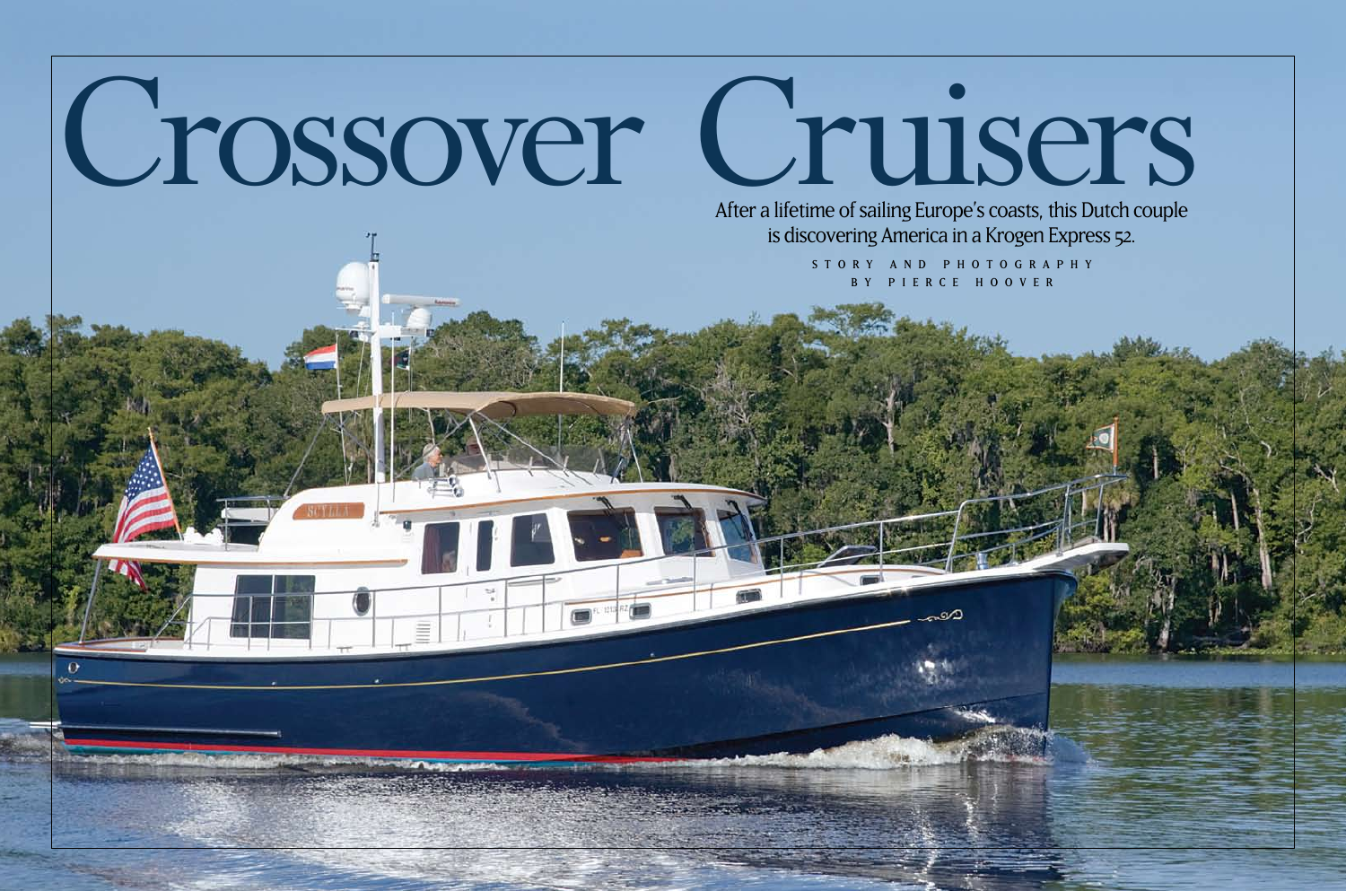# Crossover Cruisers

After a lifetime of sailing Europe's coasts, this Dutch couple is discovering America in a Krogen Express 52.

STORY AND PHOTOGRAPHY BY PIERCE HOOVER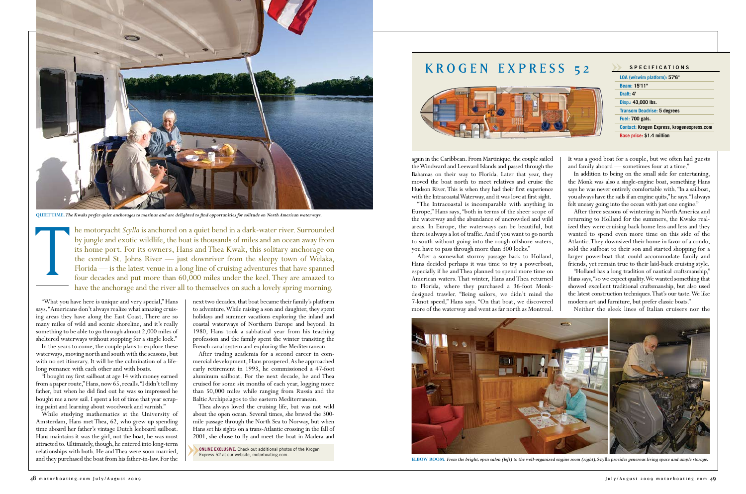**QUIET TIME.** *The Kwaks prefer quiet anchorages to marinas and are delighted to find opportunities for solitude on North American waterways.*

The motoryacht *Scylla* is anchored on a quiet bend in a dark-water river. Surrounded by jungle and exotic wildlife, the boat is thousands of miles and an ocean away from its home port. For its owners, Hans and Thea Kwak, this solitary anchorage on the central St. Johns River — just downriver from the sleepy town of Welaka, Florida — is the latest venue in a long line of cruising adventures that have spanned four decades and put more than 60,000 miles under the keel. They are amazed to have the anchorage and the river all to themselves on such a lovely spring morning.

"What you have here is unique and very special," Hans says. "Americans don't always realize what amazing cruising areas they have along the East Coast. There are so many miles of wild and scenic shoreline, and it's really something to be able to go through almost 2,000 miles of sheltered waterways without stopping for a single lock."

In the years to come, the couple plans to explore these waterways, moving north and south with the seasons, but with no set itinerary. It will be the culmination of a lifelong romance with each other and with boats.

"I bought my first sailboat at age 14 with money earned from a paper route," Hans, now 65, recalls. "I didn't tell my father, but when he did find out he was so impressed he bought me a new sail. I spent a lot of time that year scraping paint and learning about woodwork and varnish."

While studying mathematics at the University of Amsterdam, Hans met Thea, 62, who grew up spending time aboard her father's vintage Dutch leeboard sailboat. Hans maintains it was the girl, not the boat, he was most attracted to. Ultimately, though, he entered into long-term relationships with both. He and Thea were soon married, and they purchased the boat from his father-in-law. For the next two decades, that boat became their family's platform to adventure. While raising a son and daughter, they spent holidays and summer vacations exploring the inland and coastal waterways of Northern Europe and beyond. In 1980, Hans took a sabbatical year from his teaching profession and the family spent the winter transiting the French canal system and exploring the Mediterranean.

After trading academia for a second career in commercial development, Hans prospered. As he approached early retirement in 1993, he commissioned a 47-foot aluminum sailboat. For the next decade, he and Thea cruised for some six months of each year, logging more than 50,000 miles while ranging from Russia and the Baltic Archipelagos to the eastern Mediterranean.

Thea always loved the cruising life, but was not wild about the open ocean. Several times, she braved the 300-mile passage through the North Sea to Norway, but when Hans set his sights on a trans-Atlantic crossing in the fall of 2001, she chose to fly and meet the boat in Madera and again in the Caribbean. From Martinique, the couple sailed the Windward and Leeward Islands and passed through the Bahamas on their way to Florida. Later that year, they moved the boat north to meet relatives and cruise the Hudson River. This is when they had their first experience with the Intracoastal Waterway, and it was love at first sight.

"The Intracoastal is incomparable with anything in Europe," Hans says, "both in terms of the sheer scope of the waterway and the abundance of uncrowded and wild areas. In Europe, the waterways can be beautiful, but there is always a lot of traffic. And if you want to go north to south without going into the rough offshore waters, you have to pass through more than 300 locks."

After a somewhat stormy passage back to Holland, Hans decided perhaps it was time to try a powerboat, especially if he and Thea planned to spend more time on American waters. That winter, Hans and Thea returned to Florida, where they purchased a 36-foot Monk-designed trawler. "Being sailors, we didn't mind the 7-knot speed," Hans says. "On that boat, we discovered more of the waterway and went as far north as Montreal. It was a good boat for a couple, but we often had guests and family aboard — sometimes four at a time."

In addition to being on the small side for entertaining, the Monk was also a single-engine boat, something Hans says he was never entirely comfortable with. "In a sailboat, you always have the sails if an engine quits," he says. "I always felt uneasy going into the ocean with just one engine."

After three seasons of wintering in North America and returning to Holland for the summers, the Kwaks realized they were cruising back home less and less and they wanted to spend even more time on this side of the Atlantic. They downsized their home in favor of a condo, sold the sailboat to their son and started shopping for a larger powerboat that could accommodate family and friends, yet remain true to their laid-back cruising style.

"Holland has a long tradition of nautical craftsmanship," Hans says, "so we expect quality. We wanted something that showed excellent traditional craftsmanship, but also used the latest construction techniques. That's our taste. We like modern art and furniture, but prefer classic boats."

Neither the sleek lines of Italian cruisers nor the

**ONLINE EXCLUSIVE.** Check out additional photos of the Krogen Express 52 at our website, motorboating.com.

# KROGEN EXPRESS 52

**SPECIFICATIONS**

| | |
|---|---|
| LOA (w/swim platform): | 57'6" |
| Beam: | 15'11" |
| Draft: | 4' |
| Disp.: | 43,000 lbs. |
| Transom Deadrise: | 5 degrees |
| Fuel: | 700 gals. |
| Contact: | Krogen Express, krogenexpress.com |
| Base price: | $1.4 million |

**ELBOW ROOM.** *From the bright, open salon (left) to the well-organized engine room (right),* Scylla *provides generous living space and ample storage.*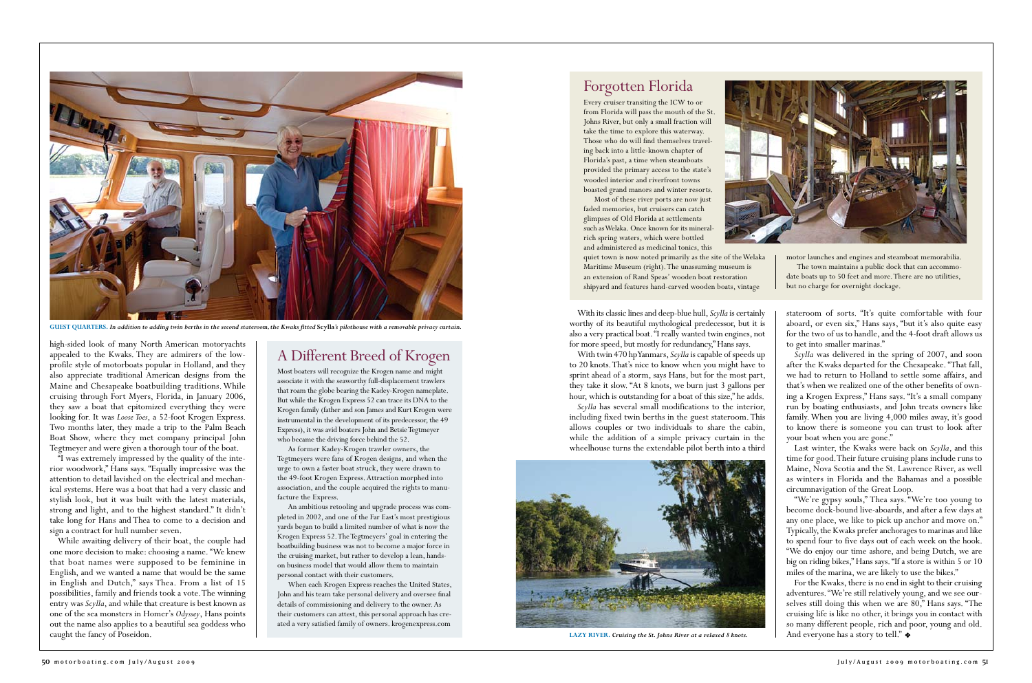**GUEST QUARTERS.** *In addition to adding twin berths in the second stateroom, the Kwaks fitted* Scylla*'s pilothouse with a removable privacy curtain.*

high-sided look of many North American motoryachts appealed to the Kwaks. They are admirers of the low-profile style of motorboats popular in Holland, and they also appreciate traditional American designs from the Maine and Chesapeake boatbuilding traditions. While cruising through Fort Myers, Florida, in January 2006, they saw a boat that epitomized everything they were looking for. It was *Loose Toes*, a 52-foot Krogen Express. Two months later, they made a trip to the Palm Beach Boat Show, where they met company principal John Tegtmeyer and were given a thorough tour of the boat.

"I was extremely impressed by the quality of the interior woodwork," Hans says. "Equally impressive was the attention to detail lavished on the electrical and mechanical systems. Here was a boat that had a very classic and stylish look, but it was built with the latest materials, strong and light, and to the highest standard." It didn't take long for Hans and Thea to come to a decision and sign a contract for hull number seven.

While awaiting delivery of their boat, the couple had one more decision to make: choosing a name. "We knew that boat names were supposed to be feminine in English, and we wanted a name that would be the same in English and Dutch," says Thea. From a list of 15 possibilities, family and friends took a vote. The winning entry was *Scylla*, and while that creature is best known as one of the sea monsters in Homer's *Odyssey*, Hans points out the name also applies to a beautiful sea goddess who caught the fancy of Poseidon.

## A Different Breed of Krogen

Most boaters will recognize the Krogen name and might associate it with the seaworthy full-displacement trawlers that roam the globe bearing the Kadey-Krogen nameplate. But while the Krogen Express 52 can trace its DNA to the Krogen family (father and son James and Kurt Krogen were instrumental in the development of its predecessor, the 49 Express), it was avid boaters John and Betsie Tegtmeyer who became the driving force behind the 52.

As former Kadey-Krogen trawler owners, the Tegtmeyers were fans of Krogen designs, and when the urge to own a faster boat struck, they were drawn to the 49-foot Krogen Express. Attraction morphed into association, and the couple acquired the rights to manufacture the Express.

An ambitious retooling and upgrade process was completed in 2002, and one of the Far East's most prestigious yards began to build a limited number of what is now the Krogen Express 52. The Tegtmeyers' goal in entering the boatbuilding business was not to become a major force in the cruising market, but rather to develop a lean, hands-on business model that would allow them to maintain personal contact with their customers.

When each Krogen Express reaches the United States, John and his team take personal delivery and oversee final details of commissioning and delivery to the owner. As their customers can attest, this personal approach has created a very satisfied family of owners. krogenexpress.com

## Forgotten Florida

Every cruiser transiting the ICW to or from Florida will pass the mouth of the St. Johns River, but only a small fraction will take the time to explore this waterway. Those who do will find themselves traveling back into a little-known chapter of Florida's past, a time when steamboats provided the primary access to the state's wooded interior and riverfront towns boasted grand manors and winter resorts.

Most of these river ports are now just faded memories, but cruisers can catch glimpses of Old Florida at settlements such as Welaka. Once known for its mineral-rich spring waters, which were bottled and administered as medicinal tonics, this quiet town is now noted primarily as the site of the Welaka Maritime Museum (right). The unassuming museum is an extension of Rand Speas' wooden boat restoration shipyard and features hand-carved wooden boats, vintage motor launches and engines and steamboat memorabilia.

The town maintains a public dock that can accommodate boats up to 50 feet and more. There are no utilities, but no charge for overnight dockage.

With its classic lines and deep-blue hull, *Scylla* is certainly worthy of its beautiful mythological predecessor, but it is also a very practical boat. "I really wanted twin engines, not for more speed, but mostly for redundancy," Hans says.

With twin 470 hp Yanmars, *Scylla* is capable of speeds up to 20 knots. That's nice to know when you might have to sprint ahead of a storm, says Hans, but for the most part, they take it slow. "At 8 knots, we burn just 3 gallons per hour, which is outstanding for a boat of this size," he adds.

*Scylla* has several small modifications to the interior, including fixed twin berths in the guest stateroom. This allows couples or two individuals to share the cabin, while the addition of a simple privacy curtain in the wheelhouse turns the extendable pilot berth into a third stateroom of sorts. "It's quite comfortable with four aboard, or even six," Hans says, "but it's also quite easy for the two of us to handle, and the 4-foot draft allows us to get into smaller marinas."

*Scylla* was delivered in the spring of 2007, and soon after the Kwaks departed for the Chesapeake. "That fall, we had to return to Holland to settle some affairs, and that's when we realized one of the other benefits of owning a Krogen Express," Hans says. "It's a small company run by boating enthusiasts, and John treats owners like family. When you are living 4,000 miles away, it's good to know there is someone you can trust to look after your boat when you are gone."

Last winter, the Kwaks were back on *Scylla*, and this time for good. Their future cruising plans include runs to Maine, Nova Scotia and the St. Lawrence River, as well as winters in Florida and the Bahamas and a possible circumnavigation of the Great Loop.

"We're gypsy souls," Thea says. "We're too young to become dock-bound live-aboards, and after a few days at any one place, we like to pick up anchor and move on." Typically, the Kwaks prefer anchorages to marinas and like to spend four to five days out of each week on the hook. "We do enjoy our time ashore, and being Dutch, we are big on riding bikes," Hans says. "If a store is within 5 or 10 miles of the marina, we are likely to use the bikes."

For the Kwaks, there is no end in sight to their cruising adventures. "We're still relatively young, and we see ourselves still doing this when we are 80," Hans says. "The cruising life is like no other, it brings you in contact with so many different people, rich and poor, young and old. And everyone has a story to tell." ❖

**LAZY RIVER.** *Cruising the St. Johns River at a relaxed 8 knots.*